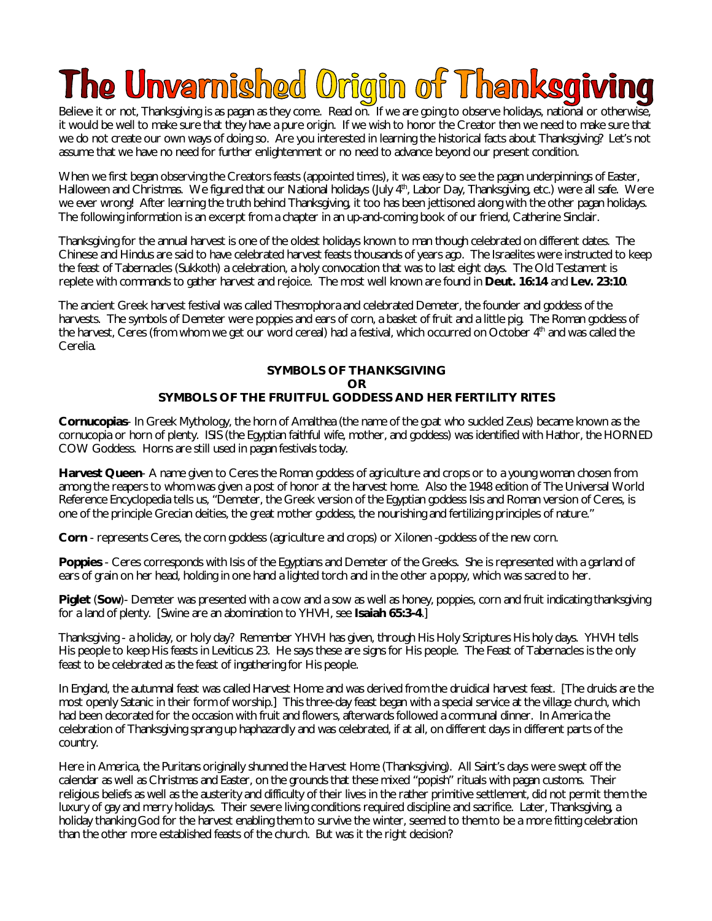# The Unvarnished Origin of Thanksgiving

Believe it or not, Thanksgiving is as pagan as they come. Read on. If we are going to observe holidays, national or otherwise, it would be well to make sure that they have a pure origin. If we wish to honor the Creator then we need to make sure that we do not create our own ways of doing so. Are you interested in learning the historical facts about Thanksgiving? Let's not assume that we have no need for further enlightenment or no need to advance beyond our present condition.

When we first began observing the Creators feasts (appointed times), it was easy to see the pagan underpinnings of Easter, Halloween and Christmas. We figured that our National holidays (July 4th, Labor Day, Thanksgiving, etc.) were all safe. Were we ever wrong! After learning the truth behind Thanksgiving, it too has been jettisoned along with the other pagan holidays. The following information is an excerpt from a chapter in an up-and-coming book of our friend, Catherine Sinclair.

Thanksgiving for the annual harvest is one of the oldest holidays known to man though celebrated on different dates. The Chinese and Hindus are said to have celebrated harvest feasts thousands of years ago. The Israelites were instructed to keep the feast of Tabernacles (Sukkoth) a celebration, a holy convocation that was to last eight days. The Old Testament is replete with commands to gather harvest and rejoice. The most well known are found in **Deut. 16:14** and **Lev. 23:10**.

The ancient Greek harvest festival was called Thesmophora and celebrated Demeter, the founder and goddess of the harvests. The symbols of Demeter were poppies and ears of corn, a basket of fruit and a little pig. The Roman goddess of the harvest, Ceres (from whom we get our word cereal) had a festival, which occurred on October 4th and was called the Cerelia.

**SYMBOLS OF THANKSGIVING**
**OR**
**SYMBOLS OF THE FRUITFUL GODDESS AND HER FERTILITY RITES**

**Cornucopias**- In Greek Mythology, the horn of Amalthea (the name of the goat who suckled Zeus) became known as the cornucopia or horn of plenty. ISIS (the Egyptian faithful wife, mother, and goddess) was identified with Hathor, the HORNED COW Goddess. Horns are still used in pagan festivals today.

**Harvest Queen**- A name given to Ceres the Roman goddess of agriculture and crops or to a young woman chosen from among the reapers to whom was given a post of honor at the harvest home. Also the 1948 edition of The Universal World Reference Encyclopedia tells us, "Demeter, the Greek version of the Egyptian goddess Isis and Roman version of Ceres, is one of the principle Grecian deities, the great mother goddess, the nourishing and fertilizing principles of nature."

**Corn** - represents Ceres, the corn goddess (agriculture and crops) or Xilonen -goddess of the new corn.

**Poppies** - Ceres corresponds with Isis of the Egyptians and Demeter of the Greeks. She is represented with a garland of ears of grain on her head, holding in one hand a lighted torch and in the other a poppy, which was sacred to her.

**Piglet** (**Sow**)- Demeter was presented with a cow and a sow as well as honey, poppies, corn and fruit indicating thanksgiving for a land of plenty. [Swine are an abomination to YHVH, see **Isaiah 65:3-4**.]

Thanksgiving - a holiday, or holy day? Remember YHVH has given, through His Holy Scriptures His holy days. YHVH tells His people to keep His feasts in Leviticus 23. He says these are signs for His people. The Feast of Tabernacles is the only feast to be celebrated as the feast of ingathering for His people.

In England, the autumnal feast was called Harvest Home and was derived from the druidical harvest feast. [The druids are the most openly Satanic in their form of worship.] This three-day feast began with a special service at the village church, which had been decorated for the occasion with fruit and flowers, afterwards followed a communal dinner. In America the celebration of Thanksgiving sprang up haphazardly and was celebrated, if at all, on different days in different parts of the country.

Here in America, the Puritans originally shunned the Harvest Home (Thanksgiving). All Saint's days were swept off the calendar as well as Christmas and Easter, on the grounds that these mixed "popish" rituals with pagan customs. Their religious beliefs as well as the austerity and difficulty of their lives in the rather primitive settlement, did not permit them the luxury of gay and merry holidays. Their severe living conditions required discipline and sacrifice. Later, Thanksgiving, a holiday thanking God for the harvest enabling them to survive the winter, seemed to them to be a more fitting celebration than the other more established feasts of the church. But was it the right decision?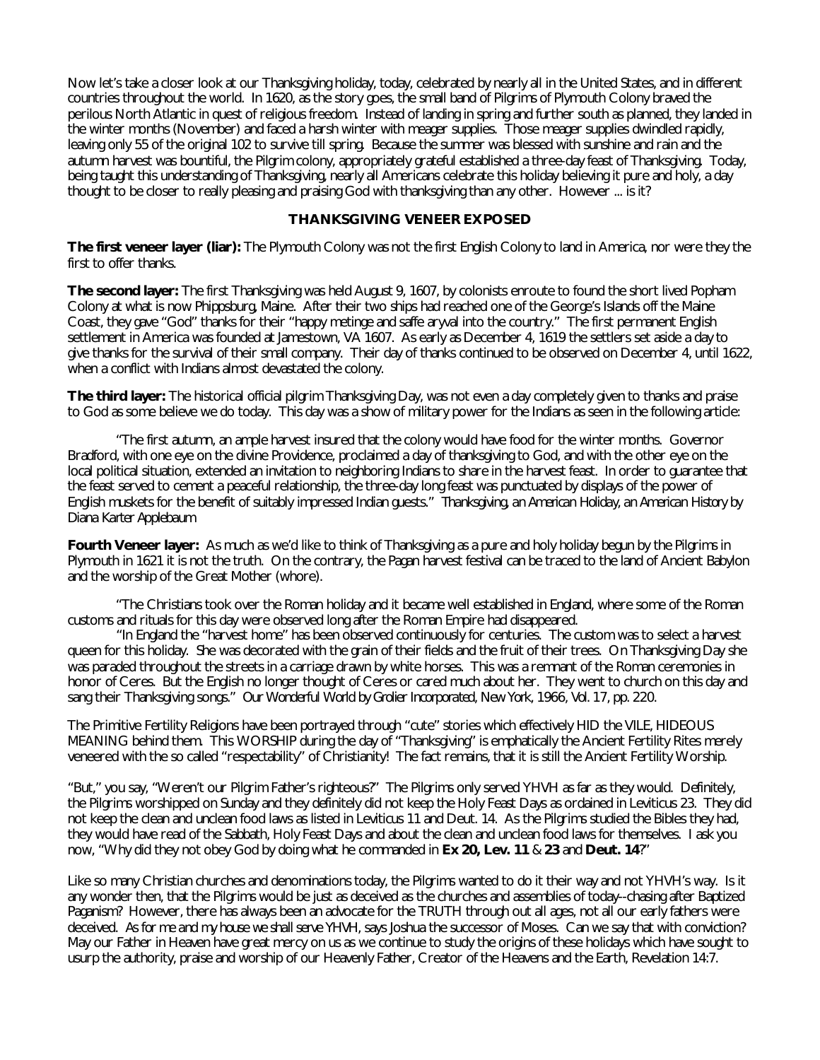Now let's take a closer look at our Thanksgiving holiday, today, celebrated by nearly all in the United States, and in different countries throughout the world. In 1620, as the story goes, the small band of Pilgrims of Plymouth Colony braved the perilous North Atlantic in quest of religious freedom. Instead of landing in spring and further south as planned, they landed in the winter months (November) and faced a harsh winter with meager supplies. Those meager supplies dwindled rapidly, leaving only 55 of the original 102 to survive till spring. Because the summer was blessed with sunshine and rain and the autumn harvest was bountiful, the Pilgrim colony, appropriately grateful established a three-day feast of Thanksgiving. Today, being taught this understanding of Thanksgiving, nearly all Americans celebrate this holiday believing it pure and holy, a day thought to be closer to really pleasing and praising God with thanksgiving than any other. However ... is it?

## THANKSGIVING VENEER EXPOSED

**The first veneer layer (liar):** The Plymouth Colony was not the first English Colony to land in America, nor were they the first to offer thanks.

**The second layer:** The first Thanksgiving was held August 9, 1607, by colonists enroute to found the short lived Popham Colony at what is now Phippsburg, Maine. After their two ships had reached one of the George's Islands off the Maine Coast, they gave "God" thanks for their "happy metinge and saffe aryval into the country." The first permanent English settlement in America was founded at Jamestown, VA 1607. As early as December 4, 1619 the settlers set aside a day to give thanks for the survival of their small company. Their day of thanks continued to be observed on December 4, until 1622, when a conflict with Indians almost devastated the colony.

**The third layer:** The historical official pilgrim Thanksgiving Day, was not even a day completely given to thanks and praise to God as some believe we do today. This day was a show of military power for the Indians as seen in the following article:

"The first autumn, an ample harvest insured that the colony would have food for the winter months. Governor Bradford, with one eye on the divine Providence, proclaimed a day of thanksgiving to God, and with the other eye on the local political situation, extended an invitation to neighboring Indians to share in the harvest feast. In order to guarantee that the feast served to cement a peaceful relationship, the three-day long feast was punctuated by displays of the power of English muskets for the benefit of suitably impressed Indian guests." *Thanksgiving, an American Holiday, an American History by Diana Karter Applebaum*

**Fourth Veneer layer:** As much as we'd like to think of Thanksgiving as a pure and holy holiday begun by the Pilgrims in Plymouth in 1621 it is not the truth. On the contrary, the Pagan harvest festival can be traced to the land of Ancient Babylon and the worship of the Great Mother (whore).

"The Christians took over the Roman holiday and it became well established in England, where some of the Roman customs and rituals for this day were observed long after the Roman Empire had disappeared.

"In England the "harvest home" has been observed continuously for centuries. The custom was to select a harvest queen for this holiday. She was decorated with the grain of their fields and the fruit of their trees. On Thanksgiving Day she was paraded throughout the streets in a carriage drawn by white horses. This was a remnant of the Roman ceremonies in honor of Ceres. But the English no longer thought of Ceres or cared much about her. They went to church on this day and sang their Thanksgiving songs." *Our Wonderful World by Grolier Incorporated, New York, 1966, Vol. 17, pp. 220.*

The Primitive Fertility Religions have been portrayed through "cute" stories which effectively HID the VILE, HIDEOUS MEANING behind them. This WORSHIP during the day of "Thanksgiving" is emphatically the Ancient Fertility Rites merely veneered with the so called "respectability" of Christianity! The fact remains, that it is still the Ancient Fertility Worship.

"But," you say, "Weren't our Pilgrim Father's righteous?" The Pilgrims only served YHVH as far as they would. Definitely, the Pilgrims worshipped on Sunday and they definitely did not keep the Holy Feast Days as ordained in Leviticus 23. They did not keep the clean and unclean food laws as listed in Leviticus 11 and Deut. 14. As the Pilgrims studied the Bibles they had, they would have read of the Sabbath, Holy Feast Days and about the clean and unclean food laws for themselves. I ask you now, "Why did they not obey God by doing what he commanded in **Ex 20, Lev. 11** & **23** and **Deut. 14**?"

Like so many Christian churches and denominations today, the Pilgrims wanted to do it their way and not YHVH's way. Is it any wonder then, that the Pilgrims would be just as deceived as the churches and assemblies of today--chasing after Baptized Paganism? However, there has always been an advocate for the TRUTH through out all ages, not all our early fathers were deceived. As for me and my house we shall serve YHVH, says Joshua the successor of Moses. Can we say that with conviction? May our Father in Heaven have great mercy on us as we continue to study the origins of these holidays which have sought to usurp the authority, praise and worship of our Heavenly Father, Creator of the Heavens and the Earth, Revelation 14:7.